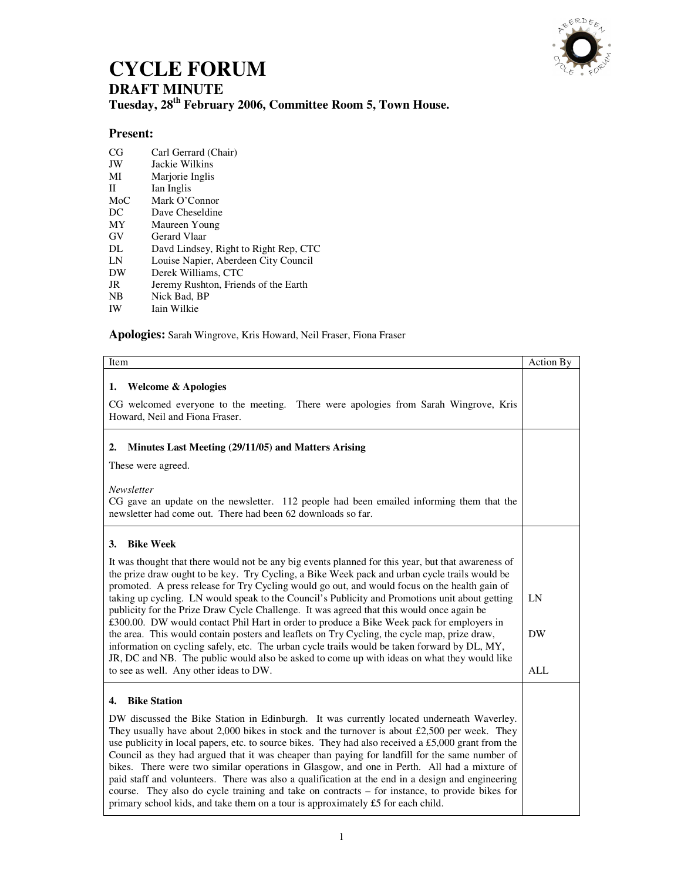# CYCLE FORUM

## DRAFT MINUTE

### Tuesday, 28th February 2006, Committee Room 5, Town House.

### Present:

| | |
|---|---|
| CG | Carl Gerrard (Chair) |
| JW | Jackie Wilkins |
| MI | Marjorie Inglis |
| II | Ian Inglis |
| MoC | Mark O'Connor |
| DC | Dave Cheseldine |
| MY | Maureen Young |
| GV | Gerard Vlaar |
| DL | Davd Lindsey, Right to Right Rep, CTC |
| LN | Louise Napier, Aberdeen City Council |
| DW | Derek Williams, CTC |
| JR | Jeremy Rushton, Friends of the Earth |
| NB | Nick Bad, BP |
| IW | Iain Wilkie |

**Apologies:** Sarah Wingrove, Kris Howard, Neil Fraser, Fiona Fraser

| Item | Action By |
|---|---|
| **1. Welcome & Apologies**<br><br>CG welcomed everyone to the meeting. There were apologies from Sarah Wingrove, Kris Howard, Neil and Fiona Fraser. | |
| **2. Minutes Last Meeting (29/11/05) and Matters Arising**<br><br>These were agreed.<br><br>*Newsletter*<br>CG gave an update on the newsletter. 112 people had been emailed informing them that the newsletter had come out. There had been 62 downloads so far. | |
| **3. Bike Week**<br><br>It was thought that there would not be any big events planned for this year, but that awareness of the prize draw ought to be key. Try Cycling, a Bike Week pack and urban cycle trails would be promoted. A press release for Try Cycling would go out, and would focus on the health gain of taking up cycling. LN would speak to the Council's Publicity and Promotions unit about getting publicity for the Prize Draw Cycle Challenge. It was agreed that this would once again be £300.00. DW would contact Phil Hart in order to produce a Bike Week pack for employers in the area. This would contain posters and leaflets on Try Cycling, the cycle map, prize draw, information on cycling safely, etc. The urban cycle trails would be taken forward by DL, MY, JR, DC and NB. The public would also be asked to come up with ideas on what they would like to see as well. Any other ideas to DW. | LN<br><br>DW<br><br>ALL |
| **4. Bike Station**<br><br>DW discussed the Bike Station in Edinburgh. It was currently located underneath Waverley. They usually have about 2,000 bikes in stock and the turnover is about £2,500 per week. They use publicity in local papers, etc. to source bikes. They had also received a £5,000 grant from the Council as they had argued that it was cheaper than paying for landfill for the same number of bikes. There were two similar operations in Glasgow, and one in Perth. All had a mixture of paid staff and volunteers. There was also a qualification at the end in a design and engineering course. They also do cycle training and take on contracts – for instance, to provide bikes for primary school kids, and take them on a tour is approximately £5 for each child. | |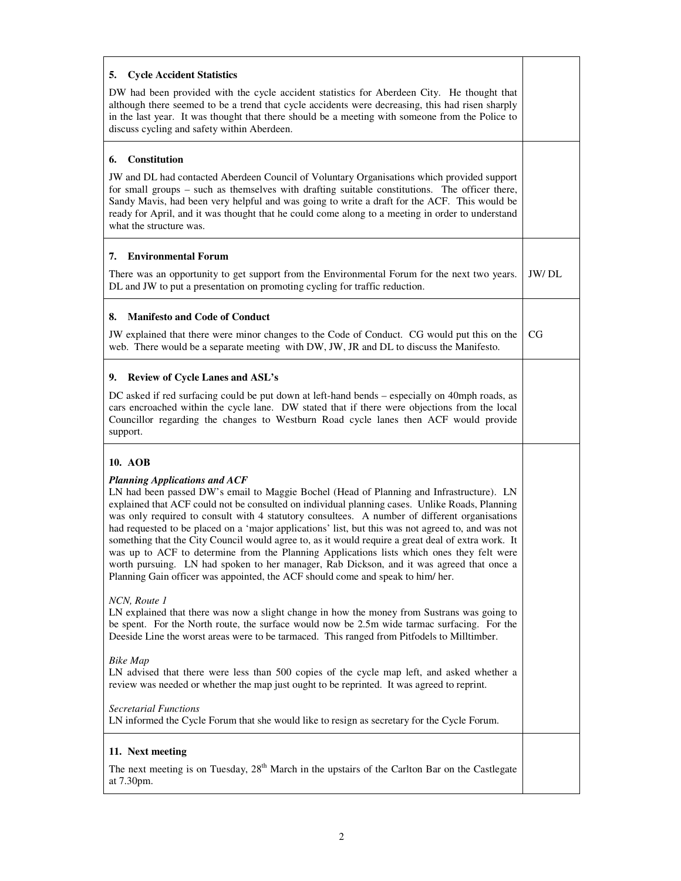| | |
|---|---|
| **5. Cycle Accident Statistics**<br><br>DW had been provided with the cycle accident statistics for Aberdeen City. He thought that although there seemed to be a trend that cycle accidents were decreasing, this had risen sharply in the last year. It was thought that there should be a meeting with someone from the Police to discuss cycling and safety within Aberdeen. | |
| **6. Constitution**<br><br>JW and DL had contacted Aberdeen Council of Voluntary Organisations which provided support for small groups – such as themselves with drafting suitable constitutions. The officer there, Sandy Mavis, had been very helpful and was going to write a draft for the ACF. This would be ready for April, and it was thought that he could come along to a meeting in order to understand what the structure was. | |
| **7. Environmental Forum**<br><br>There was an opportunity to get support from the Environmental Forum for the next two years. DL and JW to put a presentation on promoting cycling for traffic reduction. | JW/ DL |
| **8. Manifesto and Code of Conduct**<br><br>JW explained that there were minor changes to the Code of Conduct. CG would put this on the web. There would be a separate meeting with DW, JW, JR and DL to discuss the Manifesto. | CG |
| **9. Review of Cycle Lanes and ASL's**<br><br>DC asked if red surfacing could be put down at left-hand bends – especially on 40mph roads, as cars encroached within the cycle lane. DW stated that if there were objections from the local Councillor regarding the changes to Westburn Road cycle lanes then ACF would provide support. | |
| **10. AOB**<br><br>***Planning Applications and ACF***<br>LN had been passed DW's email to Maggie Bochel (Head of Planning and Infrastructure). LN explained that ACF could not be consulted on individual planning cases. Unlike Roads, Planning was only required to consult with 4 statutory consultees. A number of different organisations had requested to be placed on a 'major applications' list, but this was not agreed to, and was not something that the City Council would agree to, as it would require a great deal of extra work. It was up to ACF to determine from the Planning Applications lists which ones they felt were worth pursuing. LN had spoken to her manager, Rab Dickson, and it was agreed that once a Planning Gain officer was appointed, the ACF should come and speak to him/ her.<br><br>*NCN, Route 1*<br>LN explained that there was now a slight change in how the money from Sustrans was going to be spent. For the North route, the surface would now be 2.5m wide tarmac surfacing. For the Deeside Line the worst areas were to be tarmaced. This ranged from Pitfodels to Milltimber.<br><br>*Bike Map*<br>LN advised that there were less than 500 copies of the cycle map left, and asked whether a review was needed or whether the map just ought to be reprinted. It was agreed to reprint.<br><br>*Secretarial Functions*<br>LN informed the Cycle Forum that she would like to resign as secretary for the Cycle Forum. | |
| **11. Next meeting**<br><br>The next meeting is on Tuesday, 28th March in the upstairs of the Carlton Bar on the Castlegate at 7.30pm. | |